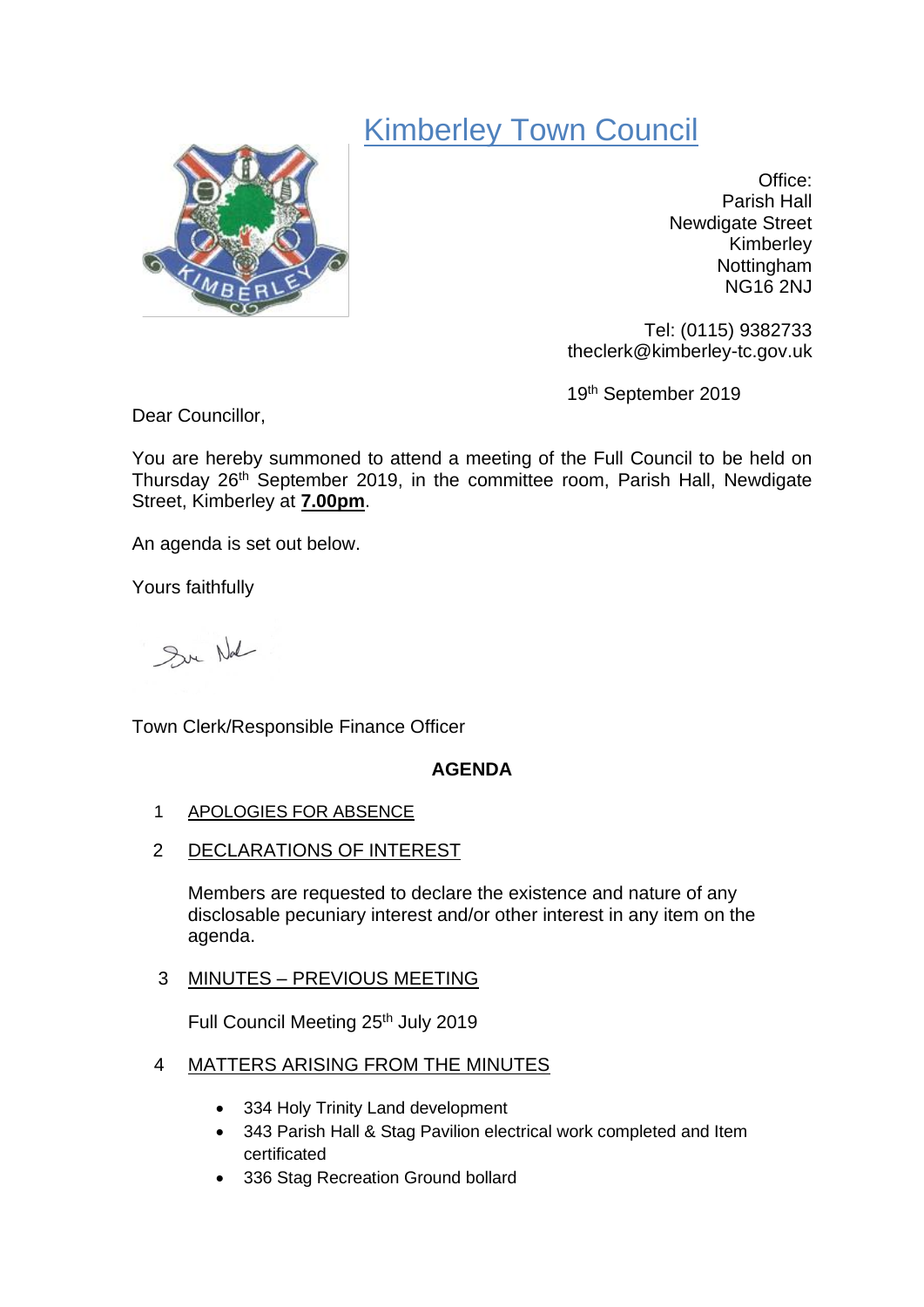# Kimberley Town Council

Office:
Parish Hall
Newdigate Street
Kimberley
Nottingham
NG16 2NJ

Tel: (0115) 9382733
theclerk@kimberley-tc.gov.uk

19th September 2019

Dear Councillor,

You are hereby summoned to attend a meeting of the Full Council to be held on Thursday 26th September 2019, in the committee room, Parish Hall, Newdigate Street, Kimberley at **7.00pm**.

An agenda is set out below.

Yours faithfully

Town Clerk/Responsible Finance Officer

## AGENDA

1. APOLOGIES FOR ABSENCE

2. DECLARATIONS OF INTEREST

   Members are requested to declare the existence and nature of any disclosable pecuniary interest and/or other interest in any item on the agenda.

3. MINUTES – PREVIOUS MEETING

   Full Council Meeting 25th July 2019

4. MATTERS ARISING FROM THE MINUTES

   - 334 Holy Trinity Land development
   - 343 Parish Hall & Stag Pavilion electrical work completed and Item certificated
   - 336 Stag Recreation Ground bollard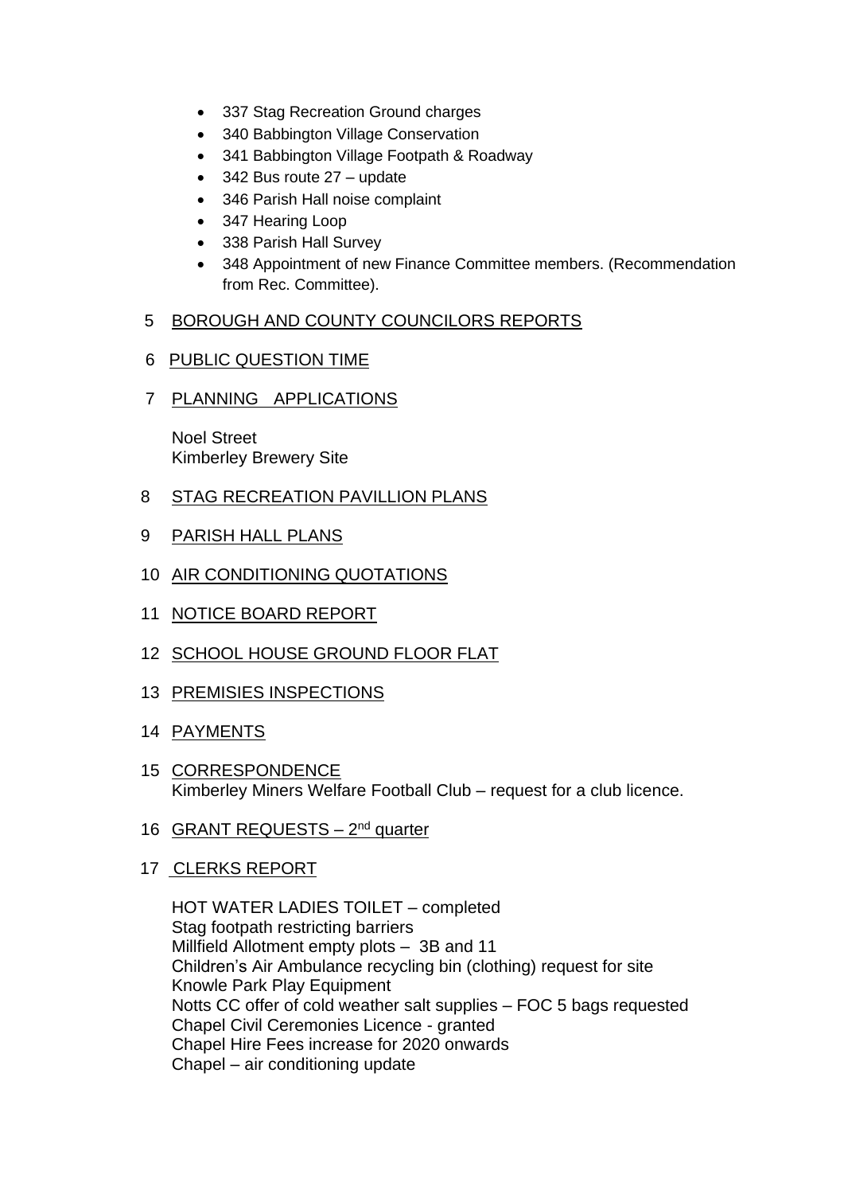- 337 Stag Recreation Ground charges
- 340 Babbington Village Conservation
- 341 Babbington Village Footpath & Roadway
- 342 Bus route 27 – update
- 346 Parish Hall noise complaint
- 347 Hearing Loop
- 338 Parish Hall Survey
- 348 Appointment of new Finance Committee members. (Recommendation from Rec. Committee).

5 <u>BOROUGH AND COUNTY COUNCILORS REPORTS</u>

6 <u>PUBLIC QUESTION TIME</u>

7 <u>PLANNING APPLICATIONS</u>

Noel Street
Kimberley Brewery Site

8 <u>STAG RECREATION PAVILLION PLANS</u>

9 <u>PARISH HALL PLANS</u>

10 <u>AIR CONDITIONING QUOTATIONS</u>

11 <u>NOTICE BOARD REPORT</u>

12 <u>SCHOOL HOUSE GROUND FLOOR FLAT</u>

13 <u>PREMISIES INSPECTIONS</u>

14 <u>PAYMENTS</u>

15 <u>CORRESPONDENCE</u>
Kimberley Miners Welfare Football Club – request for a club licence.

16 <u>GRANT REQUESTS – 2nd quarter</u>

17 <u>CLERKS REPORT</u>

HOT WATER LADIES TOILET – completed
Stag footpath restricting barriers
Millfield Allotment empty plots – 3B and 11
Children's Air Ambulance recycling bin (clothing) request for site
Knowle Park Play Equipment
Notts CC offer of cold weather salt supplies – FOC 5 bags requested
Chapel Civil Ceremonies Licence - granted
Chapel Hire Fees increase for 2020 onwards
Chapel – air conditioning update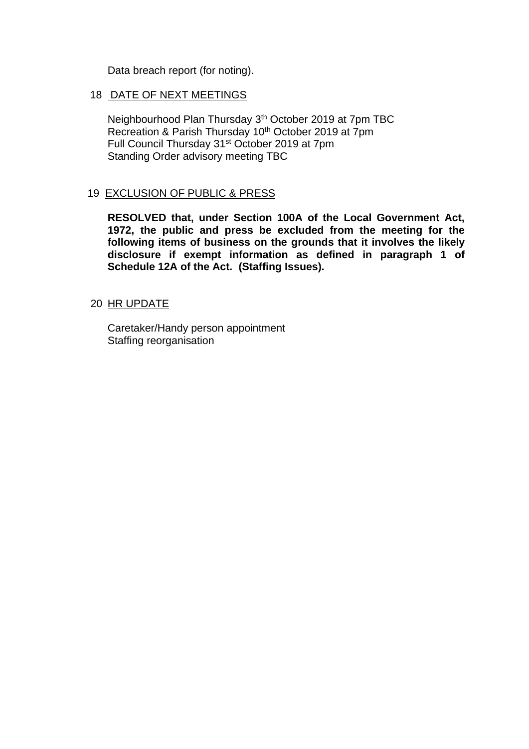Data breach report (for noting).

## 18 DATE OF NEXT MEETINGS

Neighbourhood Plan Thursday 3th October 2019 at 7pm TBC
Recreation & Parish Thursday 10th October 2019 at 7pm
Full Council Thursday 31st October 2019 at 7pm
Standing Order advisory meeting TBC

## 19 EXCLUSION OF PUBLIC & PRESS

**RESOLVED that, under Section 100A of the Local Government Act, 1972, the public and press be excluded from the meeting for the following items of business on the grounds that it involves the likely disclosure if exempt information as defined in paragraph 1 of Schedule 12A of the Act. (Staffing Issues).**

## 20 HR UPDATE

Caretaker/Handy person appointment
Staffing reorganisation